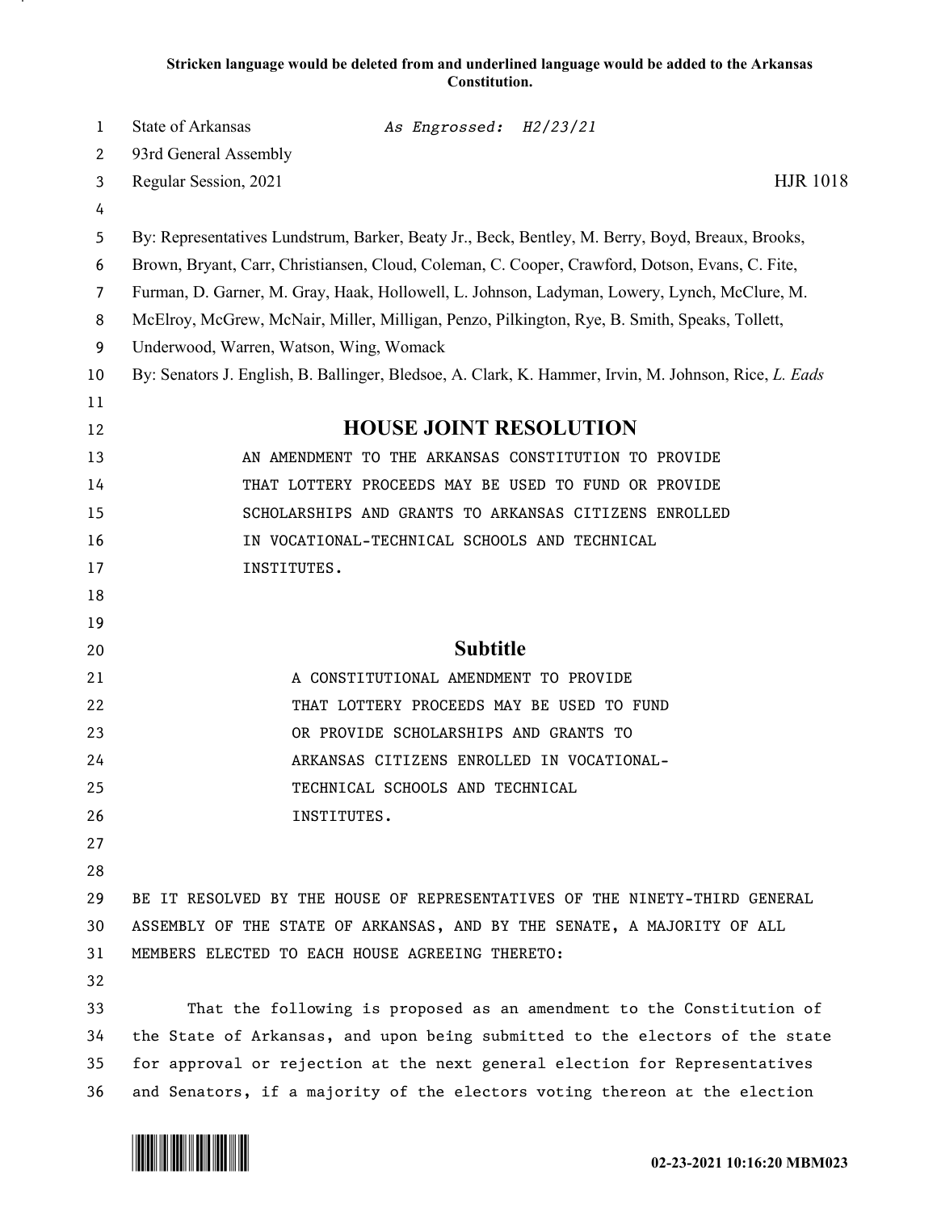**Stricken language would be deleted from and underlined language would be added to the Arkansas Constitution.**

State of Arkansas *As Engrossed: H2/23/21*
93rd General Assembly
Regular Session, 2021 HJR 1018

By: Representatives Lundstrum, Barker, Beaty Jr., Beck, Bentley, M. Berry, Boyd, Breaux, Brooks, Brown, Bryant, Carr, Christiansen, Cloud, Coleman, C. Cooper, Crawford, Dotson, Evans, C. Fite, Furman, D. Garner, M. Gray, Haak, Hollowell, L. Johnson, Ladyman, Lowery, Lynch, McClure, M. McElroy, McGrew, McNair, Miller, Milligan, Penzo, Pilkington, Rye, B. Smith, Speaks, Tollett, Underwood, Warren, Watson, Wing, Womack
By: Senators J. English, B. Ballinger, Bledsoe, A. Clark, K. Hammer, Irvin, M. Johnson, Rice, *L. Eads*

# HOUSE JOINT RESOLUTION

AN AMENDMENT TO THE ARKANSAS CONSTITUTION TO PROVIDE THAT LOTTERY PROCEEDS MAY BE USED TO FUND OR PROVIDE SCHOLARSHIPS AND GRANTS TO ARKANSAS CITIZENS ENROLLED IN VOCATIONAL-TECHNICAL SCHOOLS AND TECHNICAL INSTITUTES.

## Subtitle

A CONSTITUTIONAL AMENDMENT TO PROVIDE THAT LOTTERY PROCEEDS MAY BE USED TO FUND OR PROVIDE SCHOLARSHIPS AND GRANTS TO ARKANSAS CITIZENS ENROLLED IN VOCATIONAL-TECHNICAL SCHOOLS AND TECHNICAL INSTITUTES.

BE IT RESOLVED BY THE HOUSE OF REPRESENTATIVES OF THE NINETY-THIRD GENERAL ASSEMBLY OF THE STATE OF ARKANSAS, AND BY THE SENATE, A MAJORITY OF ALL MEMBERS ELECTED TO EACH HOUSE AGREEING THERETO:

That the following is proposed as an amendment to the Constitution of the State of Arkansas, and upon being submitted to the electors of the state for approval or rejection at the next general election for Representatives and Senators, if a majority of the electors voting thereon at the election

02-23-2021 10:16:20 MBM023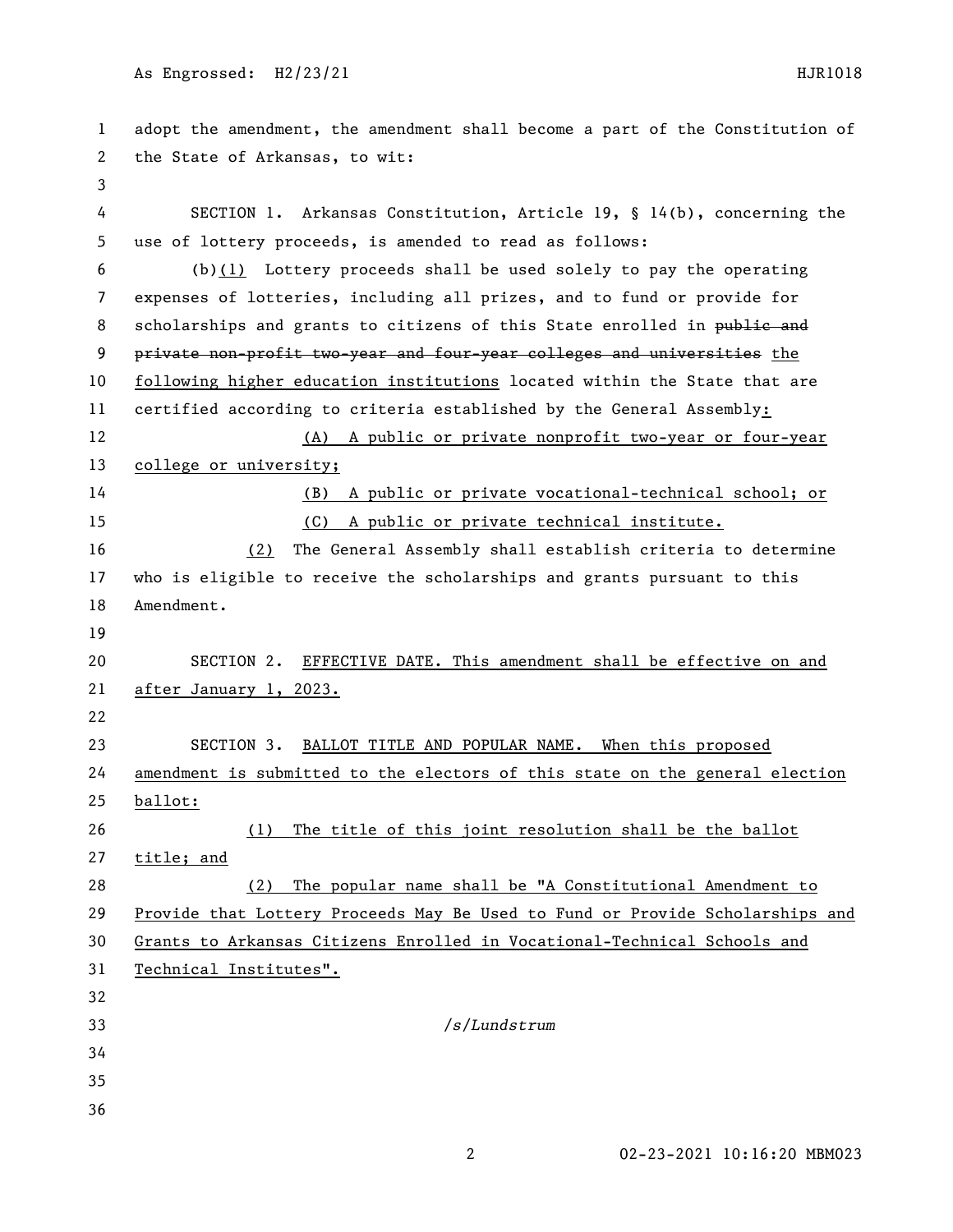adopt the amendment, the amendment shall become a part of the Constitution of the State of Arkansas, to wit:

SECTION 1. Arkansas Constitution, Article 19, § 14(b), concerning the use of lottery proceeds, is amended to read as follows:

(b)(1) Lottery proceeds shall be used solely to pay the operating expenses of lotteries, including all prizes, and to fund or provide for scholarships and grants to citizens of this State enrolled in ~~public and private non-profit two-year and four-year colleges and universities~~ the following higher education institutions located within the State that are certified according to criteria established by the General Assembly:

(A) A public or private nonprofit two-year or four-year college or university;

(B) A public or private vocational-technical school; or

(C) A public or private technical institute.

(2) The General Assembly shall establish criteria to determine who is eligible to receive the scholarships and grants pursuant to this Amendment.

SECTION 2. EFFECTIVE DATE. This amendment shall be effective on and after January 1, 2023.

SECTION 3. BALLOT TITLE AND POPULAR NAME. When this proposed amendment is submitted to the electors of this state on the general election ballot:

(1) The title of this joint resolution shall be the ballot title; and

(2) The popular name shall be "A Constitutional Amendment to Provide that Lottery Proceeds May Be Used to Fund or Provide Scholarships and Grants to Arkansas Citizens Enrolled in Vocational-Technical Schools and Technical Institutes".

*/s/Lundstrum*